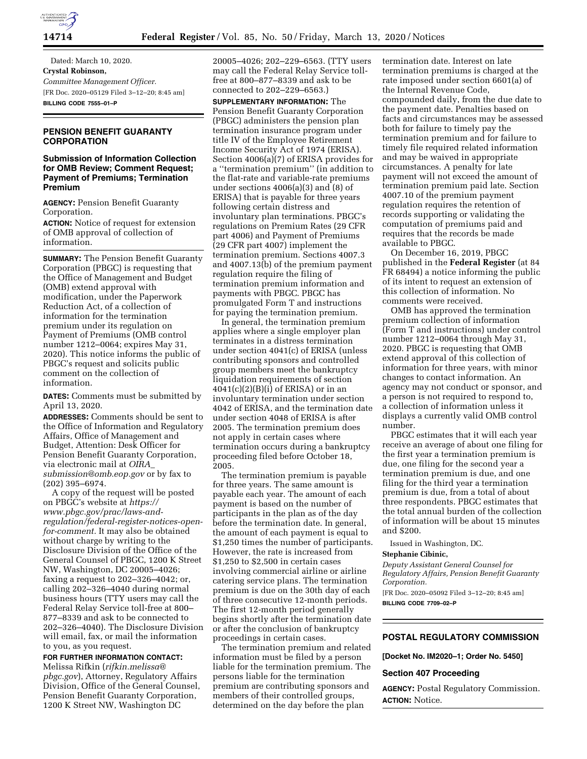Dated: March 10, 2020.

**Crystal Robinson,**

*Committee Management Officer.*

[FR Doc. 2020–05129 Filed 3–12–20; 8:45 am]

**BILLING CODE 7555–01–P**

## PENSION BENEFIT GUARANTY CORPORATION

### Submission of Information Collection for OMB Review; Comment Request; Payment of Premiums; Termination Premium

**AGENCY:** Pension Benefit Guaranty Corporation.

**ACTION:** Notice of request for extension of OMB approval of collection of information.

**SUMMARY:** The Pension Benefit Guaranty Corporation (PBGC) is requesting that the Office of Management and Budget (OMB) extend approval with modification, under the Paperwork Reduction Act, of a collection of information for the termination premium under its regulation on Payment of Premiums (OMB control number 1212–0064; expires May 31, 2020). This notice informs the public of PBGC's request and solicits public comment on the collection of information.

**DATES:** Comments must be submitted by April 13, 2020.

**ADDRESSES:** Comments should be sent to the Office of Information and Regulatory Affairs, Office of Management and Budget, Attention: Desk Officer for Pension Benefit Guaranty Corporation, via electronic mail at *OIRA_submission@omb.eop.gov* or by fax to (202) 395–6974.

A copy of the request will be posted on PBGC's website at *https://www.pbgc.gov/prac/laws-and-regulation/federal-register-notices-open-for-comment.* It may also be obtained without charge by writing to the Disclosure Division of the Office of the General Counsel of PBGC, 1200 K Street NW, Washington, DC 20005–4026; faxing a request to 202–326–4042; or, calling 202–326–4040 during normal business hours (TTY users may call the Federal Relay Service toll-free at 800–877–8339 and ask to be connected to 202–326–4040). The Disclosure Division will email, fax, or mail the information to you, as you request.

**FOR FURTHER INFORMATION CONTACT:** Melissa Rifkin (*rifkin.melissa@pbgc.gov*), Attorney, Regulatory Affairs Division, Office of the General Counsel, Pension Benefit Guaranty Corporation, 1200 K Street NW, Washington DC 20005–4026; 202–229–6563. (TTY users may call the Federal Relay Service toll-free at 800–877–8339 and ask to be connected to 202–229–6563.)

**SUPPLEMENTARY INFORMATION:** The Pension Benefit Guaranty Corporation (PBGC) administers the pension plan termination insurance program under title IV of the Employee Retirement Income Security Act of 1974 (ERISA). Section 4006(a)(7) of ERISA provides for a ''termination premium'' (in addition to the flat-rate and variable-rate premiums under sections 4006(a)(3) and (8) of ERISA) that is payable for three years following certain distress and involuntary plan terminations. PBGC's regulations on Premium Rates (29 CFR part 4006) and Payment of Premiums (29 CFR part 4007) implement the termination premium. Sections 4007.3 and 4007.13(b) of the premium payment regulation require the filing of termination premium information and payments with PBGC. PBGC has promulgated Form T and instructions for paying the termination premium.

In general, the termination premium applies where a single employer plan terminates in a distress termination under section 4041(c) of ERISA (unless contributing sponsors and controlled group members meet the bankruptcy liquidation requirements of section 4041(c)(2)(B)(i) of ERISA) or in an involuntary termination under section 4042 of ERISA, and the termination date under section 4048 of ERISA is after 2005. The termination premium does not apply in certain cases where termination occurs during a bankruptcy proceeding filed before October 18, 2005.

The termination premium is payable for three years. The same amount is payable each year. The amount of each payment is based on the number of participants in the plan as of the day before the termination date. In general, the amount of each payment is equal to $1,250 times the number of participants. However, the rate is increased from $1,250 to $2,500 in certain cases involving commercial airline or airline catering service plans. The termination premium is due on the 30th day of each of three consecutive 12-month periods. The first 12-month period generally begins shortly after the termination date or after the conclusion of bankruptcy proceedings in certain cases.

The termination premium and related information must be filed by a person liable for the termination premium. The persons liable for the termination premium are contributing sponsors and members of their controlled groups, determined on the day before the plan termination date. Interest on late termination premiums is charged at the rate imposed under section 6601(a) of the Internal Revenue Code, compounded daily, from the due date to the payment date. Penalties based on facts and circumstances may be assessed both for failure to timely pay the termination premium and for failure to timely file required related information and may be waived in appropriate circumstances. A penalty for late payment will not exceed the amount of termination premium paid late. Section 4007.10 of the premium payment regulation requires the retention of records supporting or validating the computation of premiums paid and requires that the records be made available to PBGC.

On December 16, 2019, PBGC published in the **Federal Register** (at 84 FR 68494) a notice informing the public of its intent to request an extension of this collection of information. No comments were received.

OMB has approved the termination premium collection of information (Form T and instructions) under control number 1212–0064 through May 31, 2020. PBGC is requesting that OMB extend approval of this collection of information for three years, with minor changes to contact information. An agency may not conduct or sponsor, and a person is not required to respond to, a collection of information unless it displays a currently valid OMB control number.

PBGC estimates that it will each year receive an average of about one filing for the first year a termination premium is due, one filing for the second year a termination premium is due, and one filing for the third year a termination premium is due, from a total of about three respondents. PBGC estimates that the total annual burden of the collection of information will be about 15 minutes and $200.

Issued in Washington, DC.

**Stephanie Cibinic,**

*Deputy Assistant General Counsel for Regulatory Affairs, Pension Benefit Guaranty Corporation.*

[FR Doc. 2020–05092 Filed 3–12–20; 8:45 am]

**BILLING CODE 7709–02–P**

## POSTAL REGULATORY COMMISSION

**[Docket No. IM2020–1; Order No. 5450]**

### Section 407 Proceeding

**AGENCY:** Postal Regulatory Commission.

**ACTION:** Notice.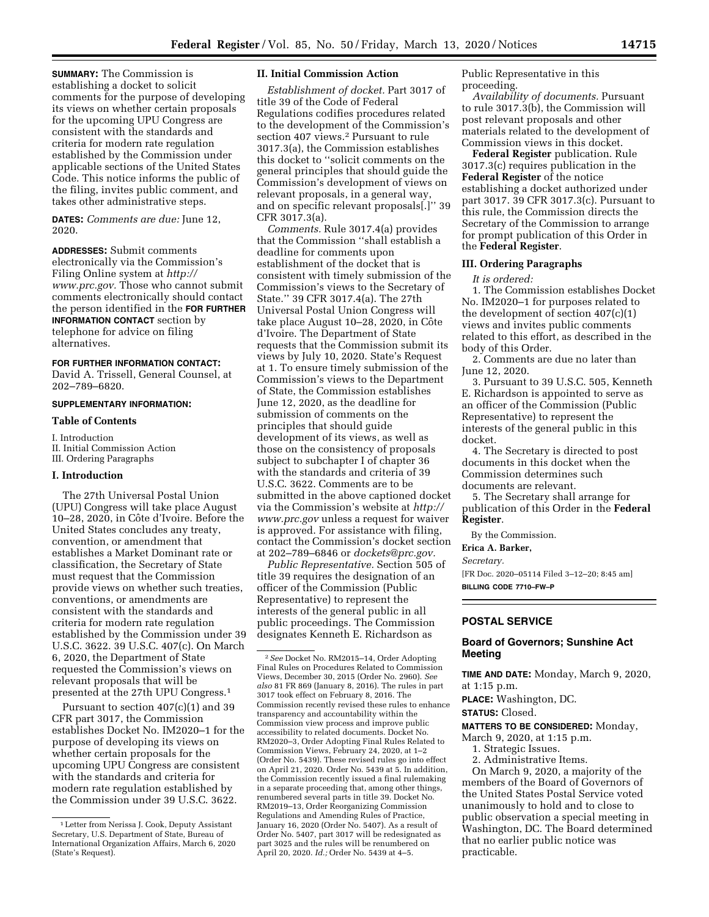**SUMMARY:** The Commission is establishing a docket to solicit comments for the purpose of developing its views on whether certain proposals for the upcoming UPU Congress are consistent with the standards and criteria for modern rate regulation established by the Commission under applicable sections of the United States Code. This notice informs the public of the filing, invites public comment, and takes other administrative steps.

**DATES:** *Comments are due:* June 12, 2020.

**ADDRESSES:** Submit comments electronically via the Commission's Filing Online system at *http://www.prc.gov.* Those who cannot submit comments electronically should contact the person identified in the **FOR FURTHER INFORMATION CONTACT** section by telephone for advice on filing alternatives.

**FOR FURTHER INFORMATION CONTACT:** David A. Trissell, General Counsel, at 202–789–6820.

**SUPPLEMENTARY INFORMATION:**

**Table of Contents**

I. Introduction
II. Initial Commission Action
III. Ordering Paragraphs

## I. Introduction

The 27th Universal Postal Union (UPU) Congress will take place August 10–28, 2020, in Côte d'Ivoire. Before the United States concludes any treaty, convention, or amendment that establishes a Market Dominant rate or classification, the Secretary of State must request that the Commission provide views on whether such treaties, conventions, or amendments are consistent with the standards and criteria for modern rate regulation established by the Commission under 39 U.S.C. 3622. 39 U.S.C. 407(c). On March 6, 2020, the Department of State requested the Commission's views on relevant proposals that will be presented at the 27th UPU Congress.[1]

Pursuant to section 407(c)(1) and 39 CFR part 3017, the Commission establishes Docket No. IM2020–1 for the purpose of developing its views on whether certain proposals for the upcoming UPU Congress are consistent with the standards and criteria for modern rate regulation established by the Commission under 39 U.S.C. 3622.

## II. Initial Commission Action

*Establishment of docket.* Part 3017 of title 39 of the Code of Federal Regulations codifies procedures related to the development of the Commission's section 407 views.[2] Pursuant to rule 3017.3(a), the Commission establishes this docket to ''solicit comments on the general principles that should guide the Commission's development of views on relevant proposals, in a general way, and on specific relevant proposals[.]'' 39 CFR 3017.3(a).

*Comments.* Rule 3017.4(a) provides that the Commission ''shall establish a deadline for comments upon establishment of the docket that is consistent with timely submission of the Commission's views to the Secretary of State.'' 39 CFR 3017.4(a). The 27th Universal Postal Union Congress will take place August 10–28, 2020, in Côte d'Ivoire. The Department of State requests that the Commission submit its views by July 10, 2020. State's Request at 1. To ensure timely submission of the Commission's views to the Department of State, the Commission establishes June 12, 2020, as the deadline for submission of comments on the principles that should guide development of its views, as well as those on the consistency of proposals subject to subchapter I of chapter 36 with the standards and criteria of 39 U.S.C. 3622. Comments are to be submitted in the above captioned docket via the Commission's website at *http://www.prc.gov* unless a request for waiver is approved. For assistance with filing, contact the Commission's docket section at 202–789–6846 or *dockets@prc.gov.*

*Public Representative.* Section 505 of title 39 requires the designation of an officer of the Commission (Public Representative) to represent the interests of the general public in all public proceedings. The Commission designates Kenneth E. Richardson as Public Representative in this proceeding.

*Availability of documents.* Pursuant to rule 3017.3(b), the Commission will post relevant proposals and other materials related to the development of Commission views in this docket.

**Federal Register** publication. Rule 3017.3(c) requires publication in the **Federal Register** of the notice establishing a docket authorized under part 3017. 39 CFR 3017.3(c). Pursuant to this rule, the Commission directs the Secretary of the Commission to arrange for prompt publication of this Order in the **Federal Register**.

## III. Ordering Paragraphs

*It is ordered:*

1. The Commission establishes Docket No. IM2020–1 for purposes related to the development of section 407(c)(1) views and invites public comments related to this effort, as described in the body of this Order.

2. Comments are due no later than June 12, 2020.

3. Pursuant to 39 U.S.C. 505, Kenneth E. Richardson is appointed to serve as an officer of the Commission (Public Representative) to represent the interests of the general public in this docket.

4. The Secretary is directed to post documents in this docket when the Commission determines such documents are relevant.

5. The Secretary shall arrange for publication of this Order in the **Federal Register**.

By the Commission.

**Erica A. Barker,**

*Secretary.*

[FR Doc. 2020–05114 Filed 3–12–20; 8:45 am]

**BILLING CODE 7710–FW–P**

---

[1] Letter from Nerissa J. Cook, Deputy Assistant Secretary, U.S. Department of State, Bureau of International Organization Affairs, March 6, 2020 (State's Request).

[2] *See* Docket No. RM2015–14, Order Adopting Final Rules on Procedures Related to Commission Views, December 30, 2015 (Order No. 2960). *See also* 81 FR 869 (January 8, 2016). The rules in part 3017 took effect on February 8, 2016. The Commission recently revised these rules to enhance transparency and accountability within the Commission view process and improve public accessibility to related documents. Docket No. RM2020–3, Order Adopting Final Rules Related to Commission Views, February 24, 2020, at 1–2 (Order No. 5439). These revised rules go into effect on April 21, 2020. Order No. 5439 at 5. In addition, the Commission recently issued a final rulemaking in a separate proceeding that, among other things, renumbered several parts in title 39. Docket No. RM2019–13, Order Reorganizing Commission Regulations and Amending Rules of Practice, January 16, 2020 (Order No. 5407). As a result of Order No. 5407, part 3017 will be redesignated as part 3025 and the rules will be renumbered on April 20, 2020. *Id.;* Order No. 5439 at 4–5.

---

# POSTAL SERVICE

## Board of Governors; Sunshine Act Meeting

**TIME AND DATE:** Monday, March 9, 2020, at 1:15 p.m.

**PLACE:** Washington, DC.

**STATUS:** Closed.

**MATTERS TO BE CONSIDERED:** Monday, March 9, 2020, at 1:15 p.m.

1. Strategic Issues.
2. Administrative Items.

On March 9, 2020, a majority of the members of the Board of Governors of the United States Postal Service voted unanimously to hold and to close to public observation a special meeting in Washington, DC. The Board determined that no earlier public notice was practicable.